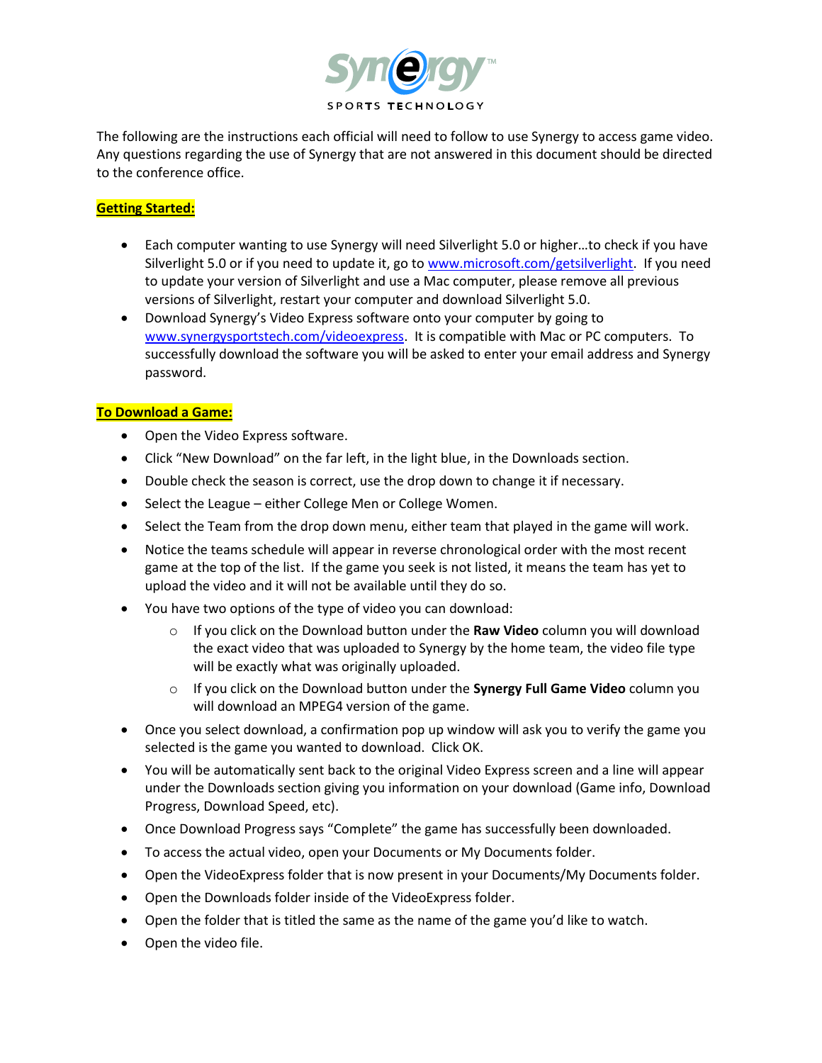Synergy™

SPORTS TECHNOLOGY

The following are the instructions each official will need to follow to use Synergy to access game video. Any questions regarding the use of Synergy that are not answered in this document should be directed to the conference office.

## Getting Started:

- Each computer wanting to use Synergy will need Silverlight 5.0 or higher…to check if you have Silverlight 5.0 or if you need to update it, go to www.microsoft.com/getsilverlight. If you need to update your version of Silverlight and use a Mac computer, please remove all previous versions of Silverlight, restart your computer and download Silverlight 5.0.
- Download Synergy's Video Express software onto your computer by going to www.synergysportstech.com/videoexpress. It is compatible with Mac or PC computers. To successfully download the software you will be asked to enter your email address and Synergy password.

## To Download a Game:

- Open the Video Express software.
- Click "New Download" on the far left, in the light blue, in the Downloads section.
- Double check the season is correct, use the drop down to change it if necessary.
- Select the League – either College Men or College Women.
- Select the Team from the drop down menu, either team that played in the game will work.
- Notice the teams schedule will appear in reverse chronological order with the most recent game at the top of the list. If the game you seek is not listed, it means the team has yet to upload the video and it will not be available until they do so.
- You have two options of the type of video you can download:
  - If you click on the Download button under the **Raw Video** column you will download the exact video that was uploaded to Synergy by the home team, the video file type will be exactly what was originally uploaded.
  - If you click on the Download button under the **Synergy Full Game Video** column you will download an MPEG4 version of the game.
- Once you select download, a confirmation pop up window will ask you to verify the game you selected is the game you wanted to download. Click OK.
- You will be automatically sent back to the original Video Express screen and a line will appear under the Downloads section giving you information on your download (Game info, Download Progress, Download Speed, etc).
- Once Download Progress says "Complete" the game has successfully been downloaded.
- To access the actual video, open your Documents or My Documents folder.
- Open the VideoExpress folder that is now present in your Documents/My Documents folder.
- Open the Downloads folder inside of the VideoExpress folder.
- Open the folder that is titled the same as the name of the game you'd like to watch.
- Open the video file.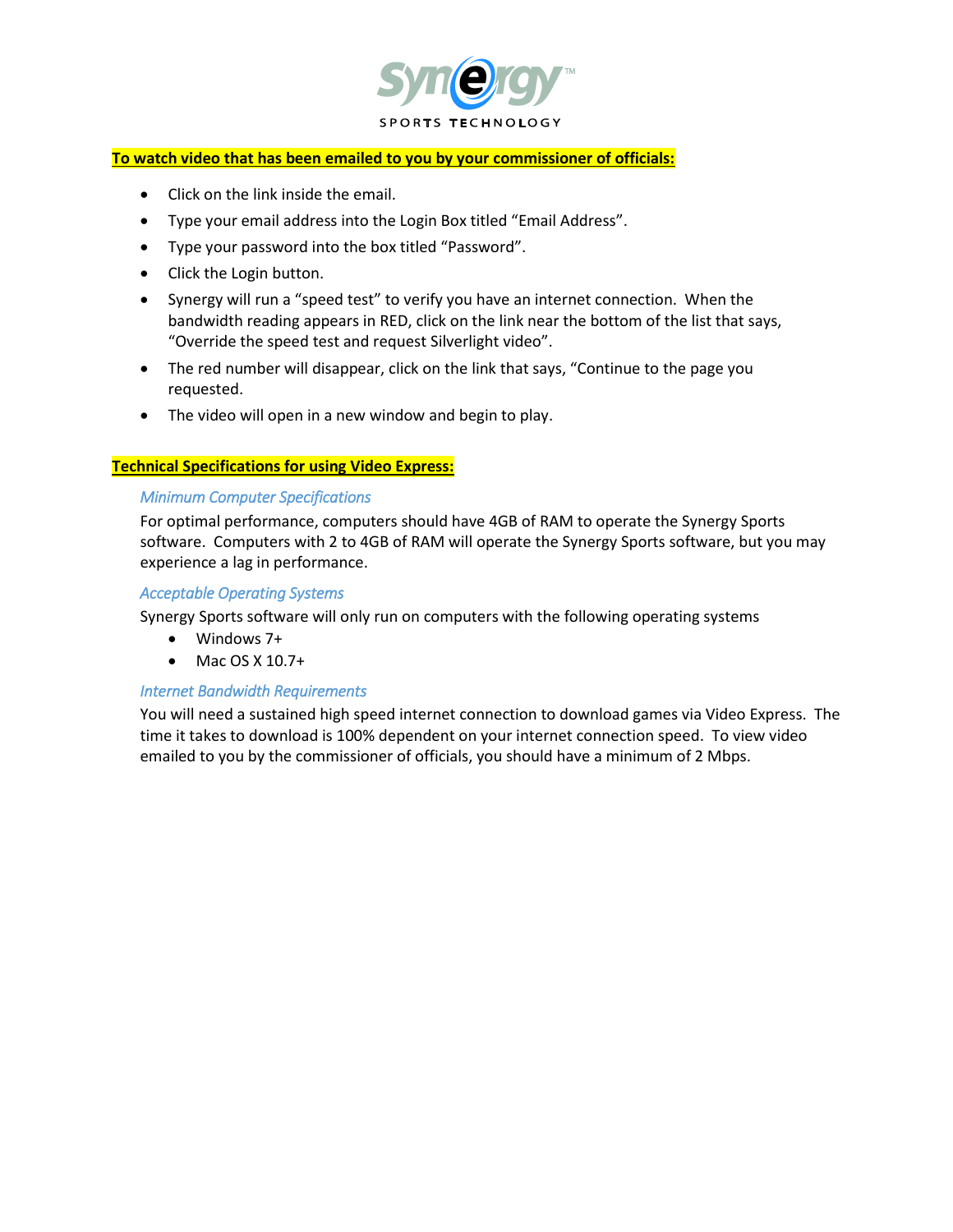Synergy™

SPORTS TECHNOLOGY

**To watch video that has been emailed to you by your commissioner of officials:**

- Click on the link inside the email.
- Type your email address into the Login Box titled "Email Address".
- Type your password into the box titled "Password".
- Click the Login button.
- Synergy will run a "speed test" to verify you have an internet connection. When the bandwidth reading appears in RED, click on the link near the bottom of the list that says, "Override the speed test and request Silverlight video".
- The red number will disappear, click on the link that says, "Continue to the page you requested.
- The video will open in a new window and begin to play.

**Technical Specifications for using Video Express:**

*Minimum Computer Specifications*

For optimal performance, computers should have 4GB of RAM to operate the Synergy Sports software. Computers with 2 to 4GB of RAM will operate the Synergy Sports software, but you may experience a lag in performance.

*Acceptable Operating Systems*

Synergy Sports software will only run on computers with the following operating systems

- Windows 7+
- Mac OS X 10.7+

*Internet Bandwidth Requirements*

You will need a sustained high speed internet connection to download games via Video Express. The time it takes to download is 100% dependent on your internet connection speed. To view video emailed to you by the commissioner of officials, you should have a minimum of 2 Mbps.